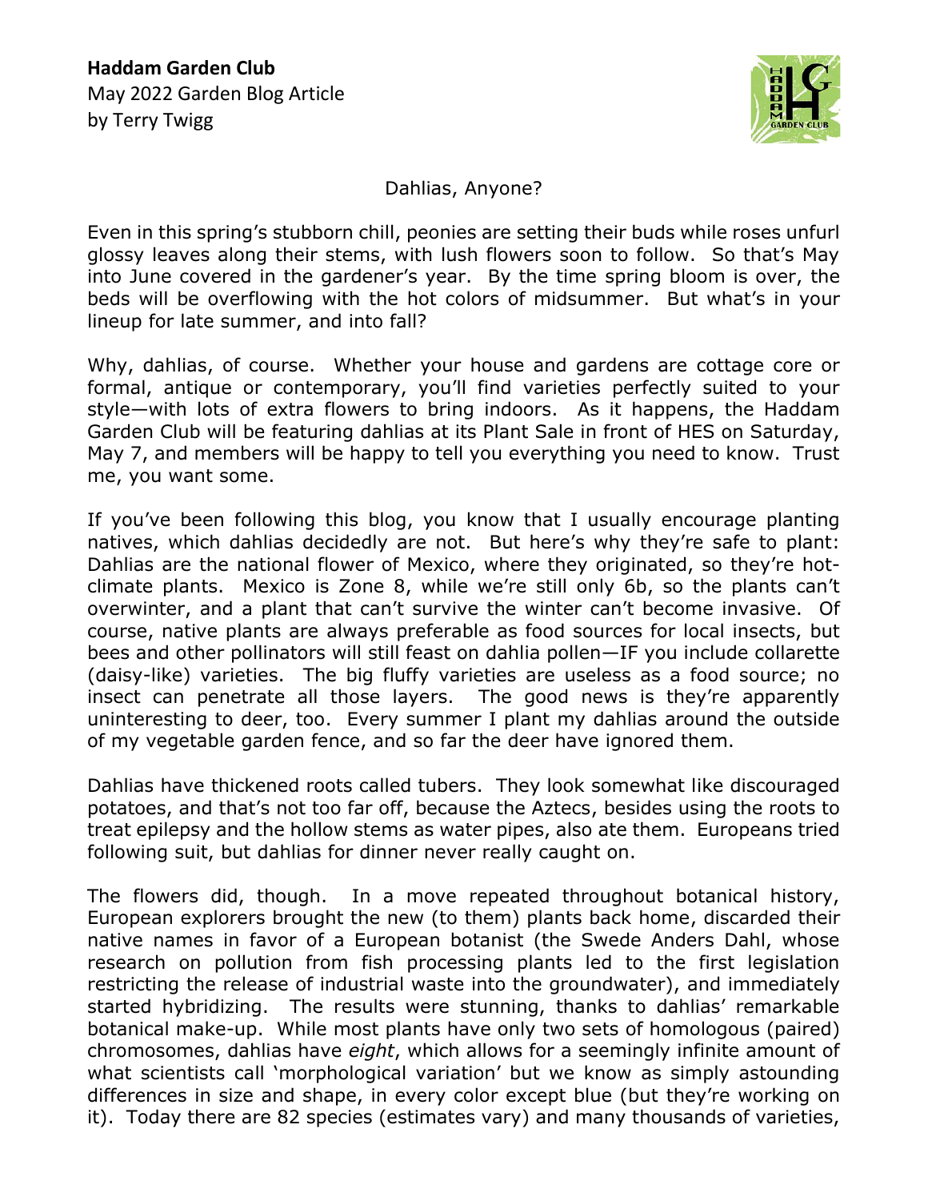**Haddam Garden Club**
May 2022 Garden Blog Article
by Terry Twigg

Dahlias, Anyone?

Even in this spring's stubborn chill, peonies are setting their buds while roses unfurl glossy leaves along their stems, with lush flowers soon to follow. So that's May into June covered in the gardener's year. By the time spring bloom is over, the beds will be overflowing with the hot colors of midsummer. But what's in your lineup for late summer, and into fall?

Why, dahlias, of course. Whether your house and gardens are cottage core or formal, antique or contemporary, you'll find varieties perfectly suited to your style—with lots of extra flowers to bring indoors. As it happens, the Haddam Garden Club will be featuring dahlias at its Plant Sale in front of HES on Saturday, May 7, and members will be happy to tell you everything you need to know. Trust me, you want some.

If you've been following this blog, you know that I usually encourage planting natives, which dahlias decidedly are not. But here's why they're safe to plant: Dahlias are the national flower of Mexico, where they originated, so they're hot-climate plants. Mexico is Zone 8, while we're still only 6b, so the plants can't overwinter, and a plant that can't survive the winter can't become invasive. Of course, native plants are always preferable as food sources for local insects, but bees and other pollinators will still feast on dahlia pollen—IF you include collarette (daisy-like) varieties. The big fluffy varieties are useless as a food source; no insect can penetrate all those layers. The good news is they're apparently uninteresting to deer, too. Every summer I plant my dahlias around the outside of my vegetable garden fence, and so far the deer have ignored them.

Dahlias have thickened roots called tubers. They look somewhat like discouraged potatoes, and that's not too far off, because the Aztecs, besides using the roots to treat epilepsy and the hollow stems as water pipes, also ate them. Europeans tried following suit, but dahlias for dinner never really caught on.

The flowers did, though. In a move repeated throughout botanical history, European explorers brought the new (to them) plants back home, discarded their native names in favor of a European botanist (the Swede Anders Dahl, whose research on pollution from fish processing plants led to the first legislation restricting the release of industrial waste into the groundwater), and immediately started hybridizing. The results were stunning, thanks to dahlias' remarkable botanical make-up. While most plants have only two sets of homologous (paired) chromosomes, dahlias have *eight*, which allows for a seemingly infinite amount of what scientists call 'morphological variation' but we know as simply astounding differences in size and shape, in every color except blue (but they're working on it). Today there are 82 species (estimates vary) and many thousands of varieties,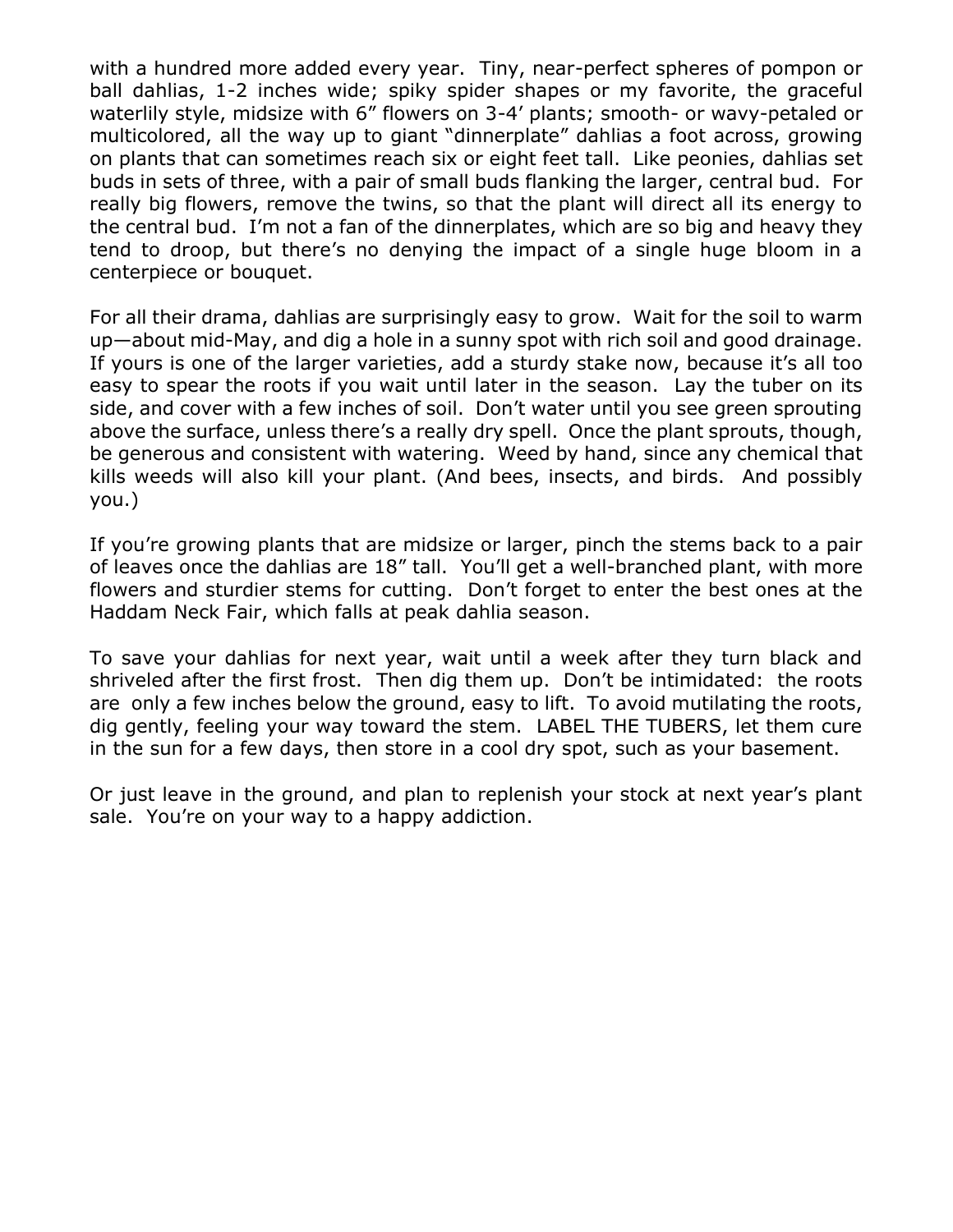with a hundred more added every year. Tiny, near-perfect spheres of pompon or ball dahlias, 1-2 inches wide; spiky spider shapes or my favorite, the graceful waterlily style, midsize with 6" flowers on 3-4' plants; smooth- or wavy-petaled or multicolored, all the way up to giant "dinnerplate" dahlias a foot across, growing on plants that can sometimes reach six or eight feet tall. Like peonies, dahlias set buds in sets of three, with a pair of small buds flanking the larger, central bud. For really big flowers, remove the twins, so that the plant will direct all its energy to the central bud. I'm not a fan of the dinnerplates, which are so big and heavy they tend to droop, but there's no denying the impact of a single huge bloom in a centerpiece or bouquet.

For all their drama, dahlias are surprisingly easy to grow. Wait for the soil to warm up—about mid-May, and dig a hole in a sunny spot with rich soil and good drainage. If yours is one of the larger varieties, add a sturdy stake now, because it's all too easy to spear the roots if you wait until later in the season. Lay the tuber on its side, and cover with a few inches of soil. Don't water until you see green sprouting above the surface, unless there's a really dry spell. Once the plant sprouts, though, be generous and consistent with watering. Weed by hand, since any chemical that kills weeds will also kill your plant. (And bees, insects, and birds. And possibly you.)

If you're growing plants that are midsize or larger, pinch the stems back to a pair of leaves once the dahlias are 18" tall. You'll get a well-branched plant, with more flowers and sturdier stems for cutting. Don't forget to enter the best ones at the Haddam Neck Fair, which falls at peak dahlia season.

To save your dahlias for next year, wait until a week after they turn black and shriveled after the first frost. Then dig them up. Don't be intimidated: the roots are only a few inches below the ground, easy to lift. To avoid mutilating the roots, dig gently, feeling your way toward the stem. LABEL THE TUBERS, let them cure in the sun for a few days, then store in a cool dry spot, such as your basement.

Or just leave in the ground, and plan to replenish your stock at next year's plant sale. You're on your way to a happy addiction.